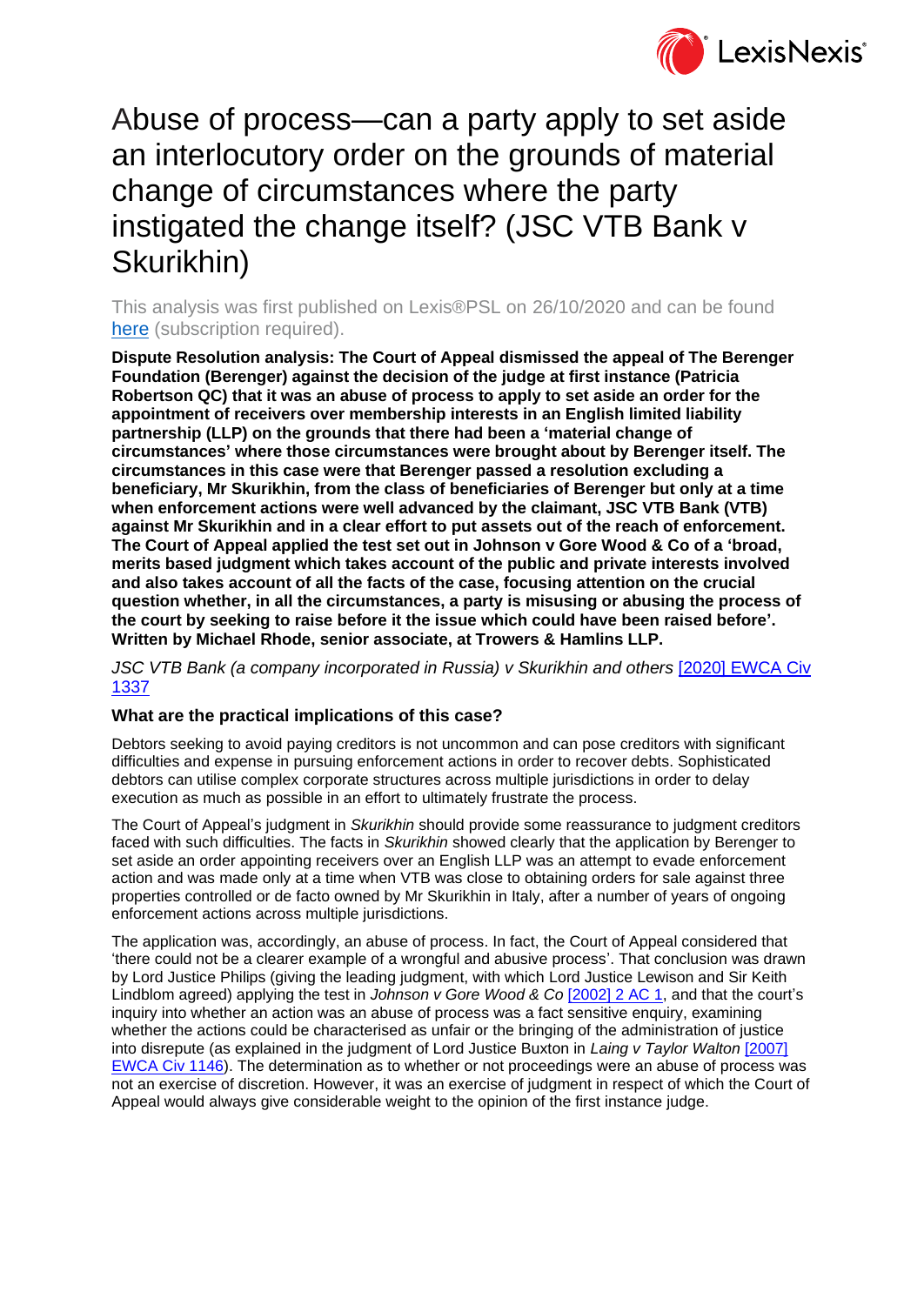# Abuse of process—can a party apply to set aside an interlocutory order on the grounds of material change of circumstances where the party instigated the change itself? (JSC VTB Bank v Skurikhin)

This analysis was first published on Lexis®PSL on 26/10/2020 and can be found [here](#) (subscription required).

**Dispute Resolution analysis: The Court of Appeal dismissed the appeal of The Berenger Foundation (Berenger) against the decision of the judge at first instance (Patricia Robertson QC) that it was an abuse of process to apply to set aside an order for the appointment of receivers over membership interests in an English limited liability partnership (LLP) on the grounds that there had been a 'material change of circumstances' where those circumstances were brought about by Berenger itself. The circumstances in this case were that Berenger passed a resolution excluding a beneficiary, Mr Skurikhin, from the class of beneficiaries of Berenger but only at a time when enforcement actions were well advanced by the claimant, JSC VTB Bank (VTB) against Mr Skurikhin and in a clear effort to put assets out of the reach of enforcement. The Court of Appeal applied the test set out in Johnson v Gore Wood & Co of a 'broad, merits based judgment which takes account of the public and private interests involved and also takes account of all the facts of the case, focusing attention on the crucial question whether, in all the circumstances, a party is misusing or abusing the process of the court by seeking to raise before it the issue which could have been raised before'. Written by Michael Rhode, senior associate, at Trowers & Hamlins LLP.**

*JSC VTB Bank (a company incorporated in Russia) v Skurikhin and others* [2020] EWCA Civ 1337

### What are the practical implications of this case?

Debtors seeking to avoid paying creditors is not uncommon and can pose creditors with significant difficulties and expense in pursuing enforcement actions in order to recover debts. Sophisticated debtors can utilise complex corporate structures across multiple jurisdictions in order to delay execution as much as possible in an effort to ultimately frustrate the process.

The Court of Appeal's judgment in *Skurikhin* should provide some reassurance to judgment creditors faced with such difficulties. The facts in *Skurikhin* showed clearly that the application by Berenger to set aside an order appointing receivers over an English LLP was an attempt to evade enforcement action and was made only at a time when VTB was close to obtaining orders for sale against three properties controlled or de facto owned by Mr Skurikhin in Italy, after a number of years of ongoing enforcement actions across multiple jurisdictions.

The application was, accordingly, an abuse of process. In fact, the Court of Appeal considered that 'there could not be a clearer example of a wrongful and abusive process'. That conclusion was drawn by Lord Justice Philips (giving the leading judgment, with which Lord Justice Lewison and Sir Keith Lindblom agreed) applying the test in *Johnson v Gore Wood & Co* [2002] 2 AC 1, and that the court's inquiry into whether an action was an abuse of process was a fact sensitive enquiry, examining whether the actions could be characterised as unfair or the bringing of the administration of justice into disrepute (as explained in the judgment of Lord Justice Buxton in *Laing v Taylor Walton* [2007] EWCA Civ 1146). The determination as to whether or not proceedings were an abuse of process was not an exercise of discretion. However, it was an exercise of judgment in respect of which the Court of Appeal would always give considerable weight to the opinion of the first instance judge.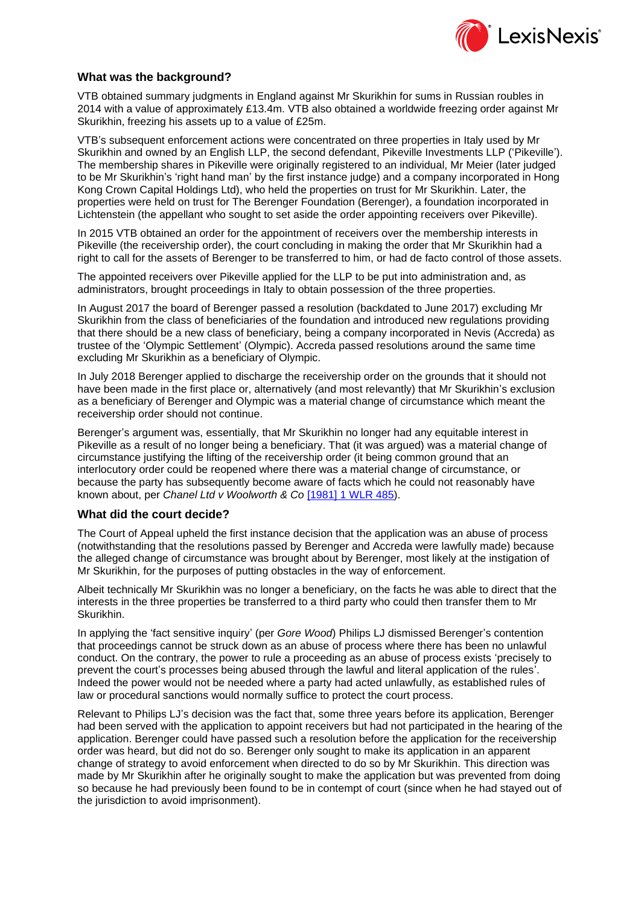### What was the background?

VTB obtained summary judgments in England against Mr Skurikhin for sums in Russian roubles in 2014 with a value of approximately £13.4m. VTB also obtained a worldwide freezing order against Mr Skurikhin, freezing his assets up to a value of £25m.

VTB's subsequent enforcement actions were concentrated on three properties in Italy used by Mr Skurikhin and owned by an English LLP, the second defendant, Pikeville Investments LLP ('Pikeville'). The membership shares in Pikeville were originally registered to an individual, Mr Meier (later judged to be Mr Skurikhin's 'right hand man' by the first instance judge) and a company incorporated in Hong Kong Crown Capital Holdings Ltd), who held the properties on trust for Mr Skurikhin. Later, the properties were held on trust for The Berenger Foundation (Berenger), a foundation incorporated in Lichtenstein (the appellant who sought to set aside the order appointing receivers over Pikeville).

In 2015 VTB obtained an order for the appointment of receivers over the membership interests in Pikeville (the receivership order), the court concluding in making the order that Mr Skurikhin had a right to call for the assets of Berenger to be transferred to him, or had de facto control of those assets.

The appointed receivers over Pikeville applied for the LLP to be put into administration and, as administrators, brought proceedings in Italy to obtain possession of the three properties.

In August 2017 the board of Berenger passed a resolution (backdated to June 2017) excluding Mr Skurikhin from the class of beneficiaries of the foundation and introduced new regulations providing that there should be a new class of beneficiary, being a company incorporated in Nevis (Accreda) as trustee of the 'Olympic Settlement' (Olympic). Accreda passed resolutions around the same time excluding Mr Skurikhin as a beneficiary of Olympic.

In July 2018 Berenger applied to discharge the receivership order on the grounds that it should not have been made in the first place or, alternatively (and most relevantly) that Mr Skurikhin's exclusion as a beneficiary of Berenger and Olympic was a material change of circumstance which meant the receivership order should not continue.

Berenger's argument was, essentially, that Mr Skurikhin no longer had any equitable interest in Pikeville as a result of no longer being a beneficiary. That (it was argued) was a material change of circumstance justifying the lifting of the receivership order (it being common ground that an interlocutory order could be reopened where there was a material change of circumstance, or because the party has subsequently become aware of facts which he could not reasonably have known about, per *Chanel Ltd v Woolworth & Co* [1981] 1 WLR 485).

### What did the court decide?

The Court of Appeal upheld the first instance decision that the application was an abuse of process (notwithstanding that the resolutions passed by Berenger and Accreda were lawfully made) because the alleged change of circumstance was brought about by Berenger, most likely at the instigation of Mr Skurikhin, for the purposes of putting obstacles in the way of enforcement.

Albeit technically Mr Skurikhin was no longer a beneficiary, on the facts he was able to direct that the interests in the three properties be transferred to a third party who could then transfer them to Mr Skurikhin.

In applying the 'fact sensitive inquiry' (per *Gore Wood*) Philips LJ dismissed Berenger's contention that proceedings cannot be struck down as an abuse of process where there has been no unlawful conduct. On the contrary, the power to rule a proceeding as an abuse of process exists 'precisely to prevent the court's processes being abused through the lawful and literal application of the rules'. Indeed the power would not be needed where a party had acted unlawfully, as established rules of law or procedural sanctions would normally suffice to protect the court process.

Relevant to Philips LJ's decision was the fact that, some three years before its application, Berenger had been served with the application to appoint receivers but had not participated in the hearing of the application. Berenger could have passed such a resolution before the application for the receivership order was heard, but did not do so. Berenger only sought to make its application in an apparent change of strategy to avoid enforcement when directed to do so by Mr Skurikhin. This direction was made by Mr Skurikhin after he originally sought to make the application but was prevented from doing so because he had previously been found to be in contempt of court (since when he had stayed out of the jurisdiction to avoid imprisonment).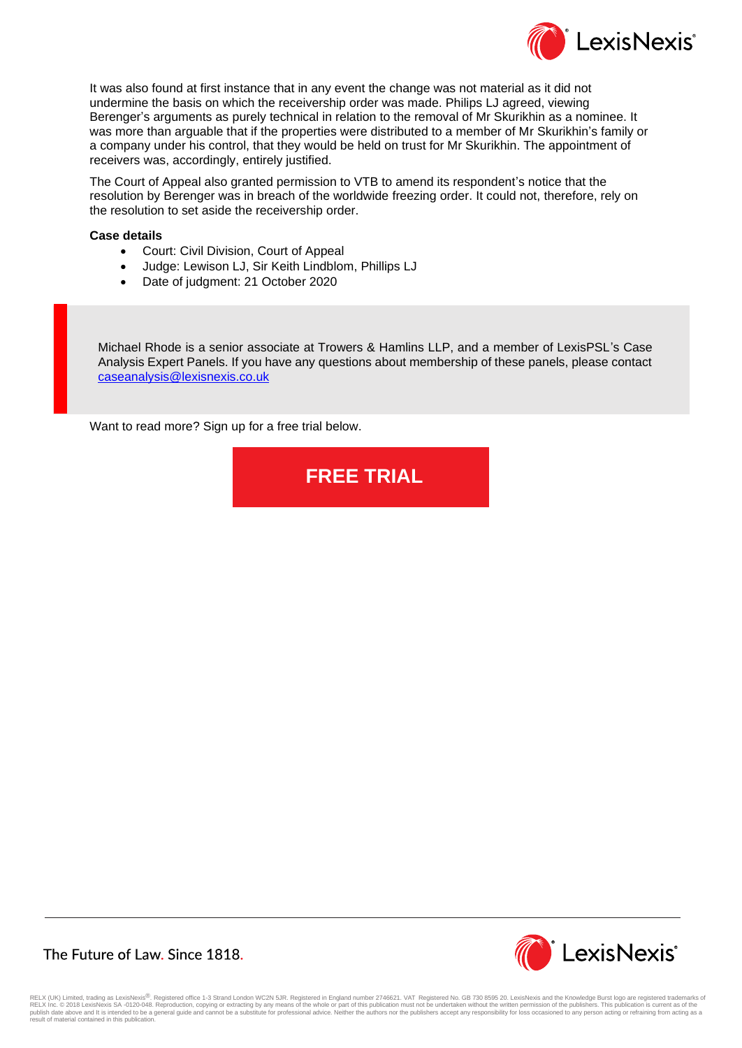It was also found at first instance that in any event the change was not material as it did not undermine the basis on which the receivership order was made. Philips LJ agreed, viewing Berenger's arguments as purely technical in relation to the removal of Mr Skurikhin as a nominee. It was more than arguable that if the properties were distributed to a member of Mr Skurikhin's family or a company under his control, that they would be held on trust for Mr Skurikhin. The appointment of receivers was, accordingly, entirely justified.

The Court of Appeal also granted permission to VTB to amend its respondent's notice that the resolution by Berenger was in breach of the worldwide freezing order. It could not, therefore, rely on the resolution to set aside the receivership order.

**Case details**

- Court: Civil Division, Court of Appeal
- Judge: Lewison LJ, Sir Keith Lindblom, Phillips LJ
- Date of judgment: 21 October 2020

Michael Rhode is a senior associate at Trowers & Hamlins LLP, and a member of LexisPSL's Case Analysis Expert Panels. If you have any questions about membership of these panels, please contact caseanalysis@lexisnexis.co.uk

Want to read more? Sign up for a free trial below.

**FREE TRIAL**

The Future of Law. Since 1818.

RELX (UK) Limited, trading as LexisNexis®. Registered office 1-3 Strand London WC2N 5JR. Registered in England number 2746621. VAT Registered No. GB 730 8595 20. LexisNexis and the Knowledge Burst logo are registered trademarks of RELX Inc. © 2018 LexisNexis SA -0120-048. Reproduction, copying or extracting by any means of the whole or part of this publication must not be undertaken without the written permission of the publishers. This publication is current as of the publish date above and It is intended to be a general guide and cannot be a substitute for professional advice. Neither the authors nor the publishers accept any responsibility for loss occasioned to any person acting or refraining from acting as a result of material contained in this publication.